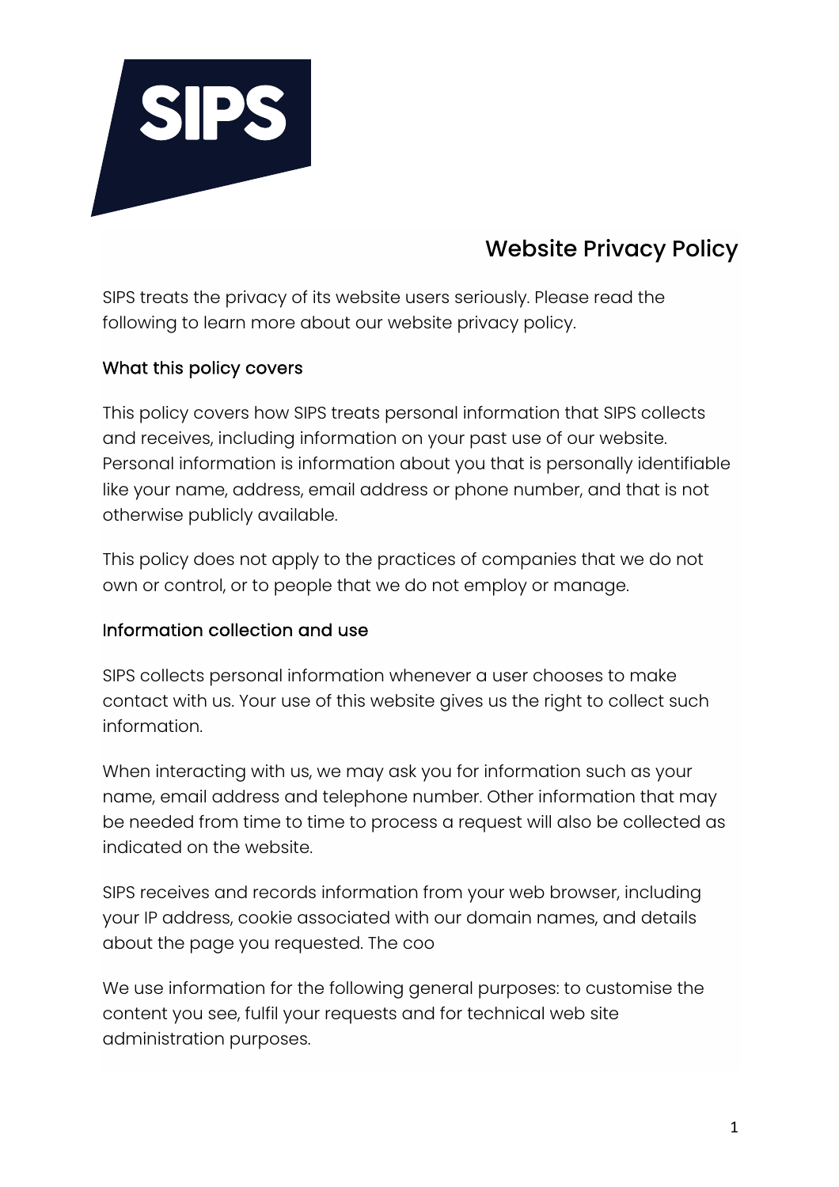SIPS

# Website Privacy Policy

SIPS treats the privacy of its website users seriously. Please read the following to learn more about our website privacy policy.

## What this policy covers

This policy covers how SIPS treats personal information that SIPS collects and receives, including information on your past use of our website. Personal information is information about you that is personally identifiable like your name, address, email address or phone number, and that is not otherwise publicly available.

This policy does not apply to the practices of companies that we do not own or control, or to people that we do not employ or manage.

## Information collection and use

SIPS collects personal information whenever a user chooses to make contact with us. Your use of this website gives us the right to collect such information.

When interacting with us, we may ask you for information such as your name, email address and telephone number. Other information that may be needed from time to time to process a request will also be collected as indicated on the website.

SIPS receives and records information from your web browser, including your IP address, cookie associated with our domain names, and details about the page you requested. The coo

We use information for the following general purposes: to customise the content you see, fulfil your requests and for technical web site administration purposes.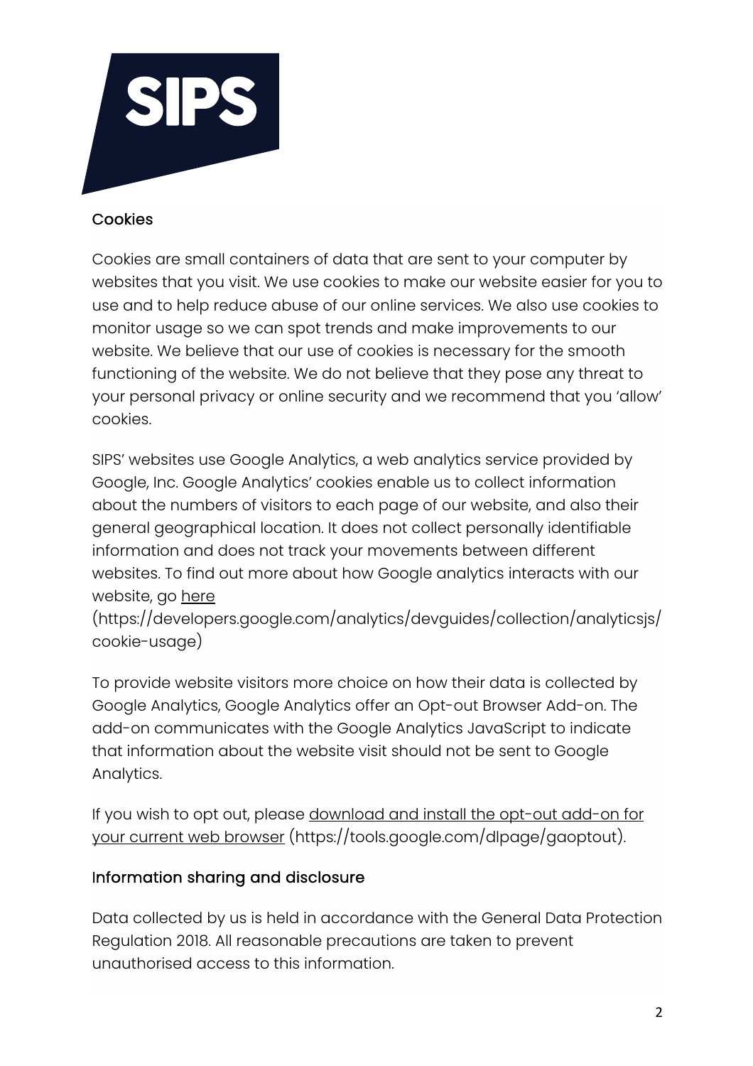## Cookies

Cookies are small containers of data that are sent to your computer by websites that you visit. We use cookies to make our website easier for you to use and to help reduce abuse of our online services. We also use cookies to monitor usage so we can spot trends and make improvements to our website. We believe that our use of cookies is necessary for the smooth functioning of the website. We do not believe that they pose any threat to your personal privacy or online security and we recommend that you 'allow' cookies.

SIPS' websites use Google Analytics, a web analytics service provided by Google, Inc. Google Analytics' cookies enable us to collect information about the numbers of visitors to each page of our website, and also their general geographical location. It does not collect personally identifiable information and does not track your movements between different websites. To find out more about how Google analytics interacts with our website, go here (https://developers.google.com/analytics/devguides/collection/analyticsjs/cookie-usage)

To provide website visitors more choice on how their data is collected by Google Analytics, Google Analytics offer an Opt-out Browser Add-on. The add-on communicates with the Google Analytics JavaScript to indicate that information about the website visit should not be sent to Google Analytics.

If you wish to opt out, please download and install the opt-out add-on for your current web browser (https://tools.google.com/dlpage/gaoptout).

## Information sharing and disclosure

Data collected by us is held in accordance with the General Data Protection Regulation 2018. All reasonable precautions are taken to prevent unauthorised access to this information.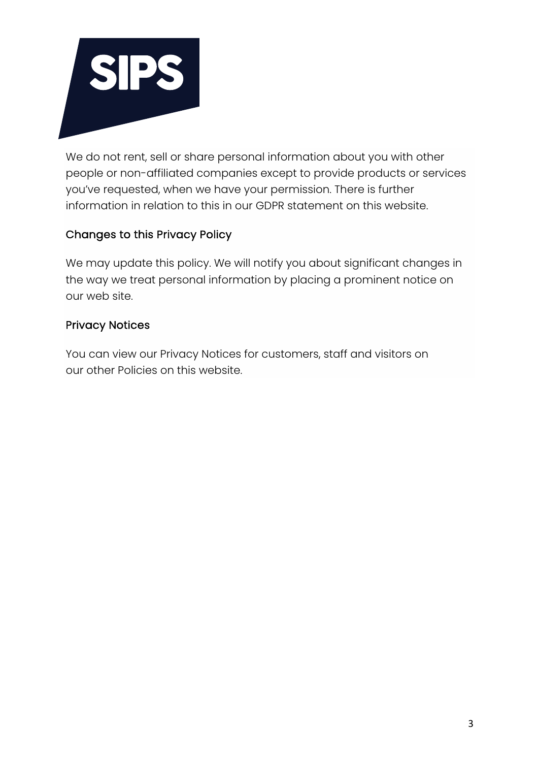We do not rent, sell or share personal information about you with other people or non-affiliated companies except to provide products or services you've requested, when we have your permission. There is further information in relation to this in our GDPR statement on this website.

### Changes to this Privacy Policy

We may update this policy. We will notify you about significant changes in the way we treat personal information by placing a prominent notice on our web site.

### Privacy Notices

You can view our Privacy Notices for customers, staff and visitors on our other Policies on this website.